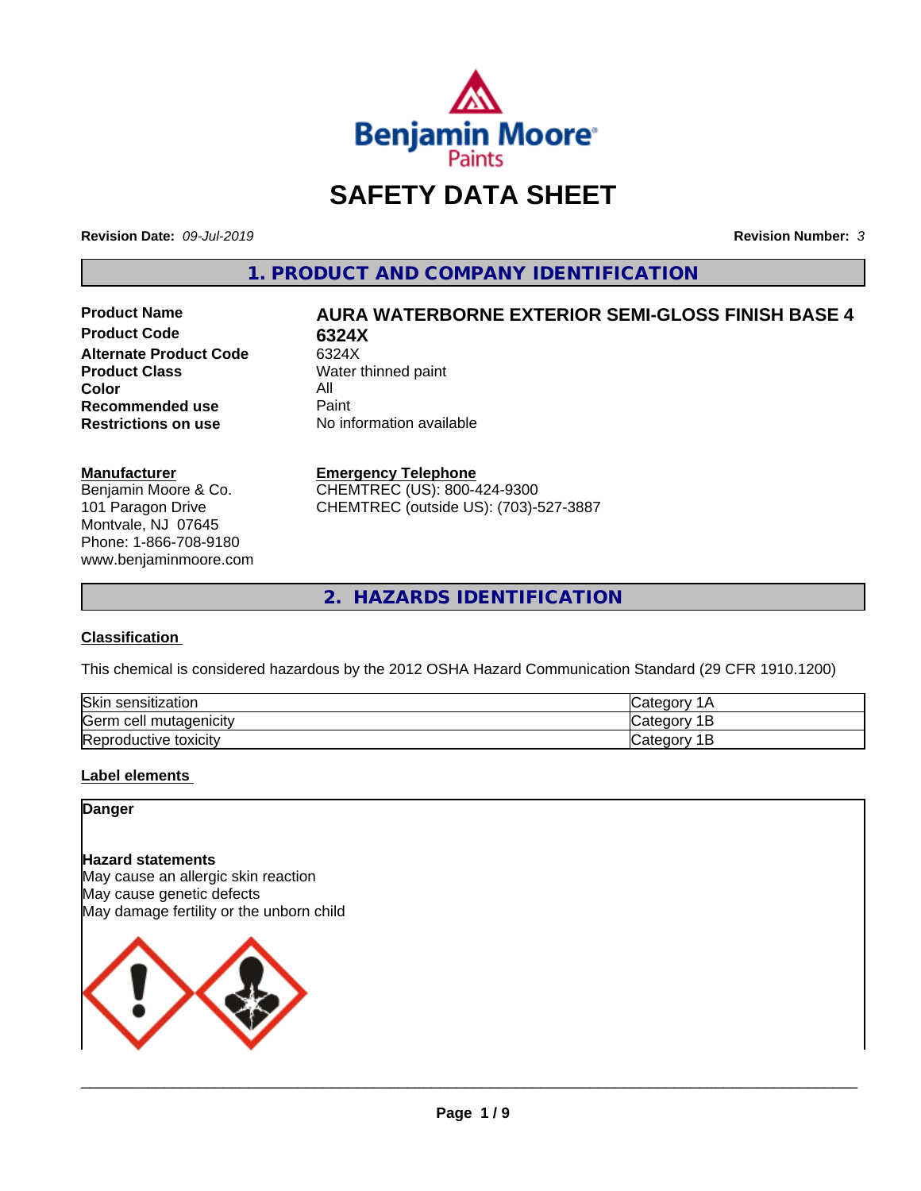# SAFETY DATA SHEET

**Revision Date:** *09-Jul-2019* **Revision Number:** *3*

## 1. PRODUCT AND COMPANY IDENTIFICATION

| | |
|---|---|
| **Product Name** | **AURA WATERBORNE EXTERIOR SEMI-GLOSS FINISH BASE 4** |
| **Product Code** | **6324X** |
| **Alternate Product Code** | 6324X |
| **Product Class** | Water thinned paint |
| **Color** | All |
| **Recommended use** | Paint |
| **Restrictions on use** | No information available |

**Manufacturer**
Benjamin Moore & Co.
101 Paragon Drive
Montvale, NJ 07645
Phone: 1-866-708-9180
www.benjaminmoore.com

**Emergency Telephone**
CHEMTREC (US): 800-424-9300
CHEMTREC (outside US): (703)-527-3887

## 2. HAZARDS IDENTIFICATION

### Classification

This chemical is considered hazardous by the 2012 OSHA Hazard Communication Standard (29 CFR 1910.1200)

| | |
|---|---|
| Skin sensitization | Category 1A |
| Germ cell mutagenicity | Category 1B |
| Reproductive toxicity | Category 1B |

### Label elements

**Danger**

**Hazard statements**
May cause an allergic skin reaction
May cause genetic defects
May damage fertility or the unborn child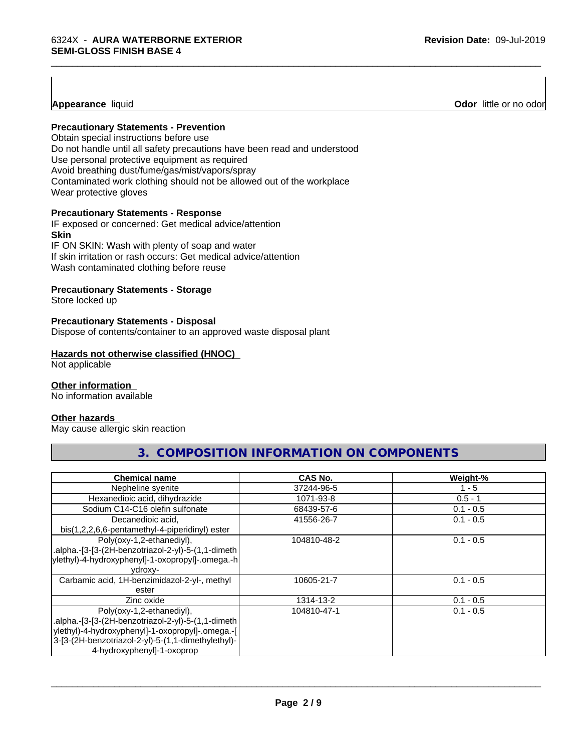**Appearance** liquid

**Odor** little or no odor

**Precautionary Statements - Prevention**

Obtain special instructions before use
Do not handle until all safety precautions have been read and understood
Use personal protective equipment as required
Avoid breathing dust/fume/gas/mist/vapors/spray
Contaminated work clothing should not be allowed out of the workplace
Wear protective gloves

**Precautionary Statements - Response**

IF exposed or concerned: Get medical advice/attention

**Skin**

IF ON SKIN: Wash with plenty of soap and water
If skin irritation or rash occurs: Get medical advice/attention
Wash contaminated clothing before reuse

**Precautionary Statements - Storage**

Store locked up

**Precautionary Statements - Disposal**

Dispose of contents/container to an approved waste disposal plant

**Hazards not otherwise classified (HNOC)**

Not applicable

**Other information**

No information available

**Other hazards**

May cause allergic skin reaction

## 3. COMPOSITION INFORMATION ON COMPONENTS

| Chemical name | CAS No. | Weight-% |
|---|---|---|
| Nepheline syenite | 37244-96-5 | 1 - 5 |
| Hexanedioic acid, dihydrazide | 1071-93-8 | 0.5 - 1 |
| Sodium C14-C16 olefin sulfonate | 68439-57-6 | 0.1 - 0.5 |
| Decanedioic acid, bis(1,2,2,6,6-pentamethyl-4-piperidinyl) ester | 41556-26-7 | 0.1 - 0.5 |
| Poly(oxy-1,2-ethanediyl), .alpha.-[3-[3-(2H-benzotriazol-2-yl)-5-(1,1-dimethylethyl)-4-hydroxyphenyl]-1-oxopropyl]-.omega.-hydroxy- | 104810-48-2 | 0.1 - 0.5 |
| Carbamic acid, 1H-benzimidazol-2-yl-, methyl ester | 10605-21-7 | 0.1 - 0.5 |
| Zinc oxide | 1314-13-2 | 0.1 - 0.5 |
| Poly(oxy-1,2-ethanediyl), .alpha.-[3-[3-(2H-benzotriazol-2-yl)-5-(1,1-dimethylethyl)-4-hydroxyphenyl]-1-oxopropyl]-.omega.-[3-[3-(2H-benzotriazol-2-yl)-5-(1,1-dimethylethyl)-4-hydroxyphenyl]-1-oxoprop | 104810-47-1 | 0.1 - 0.5 |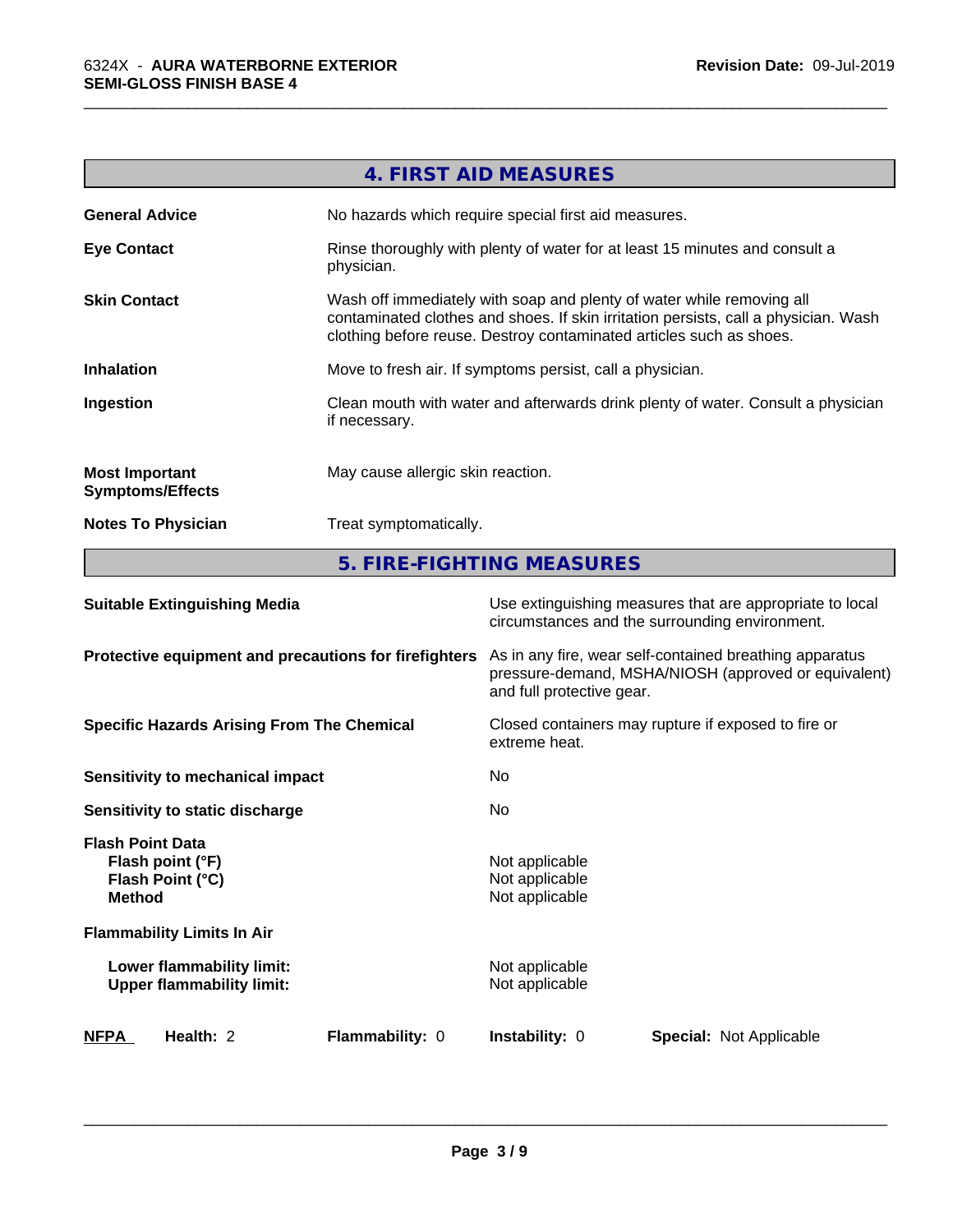## 4. FIRST AID MEASURES

| | |
|---|---|
| **General Advice** | No hazards which require special first aid measures. |
| **Eye Contact** | Rinse thoroughly with plenty of water for at least 15 minutes and consult a physician. |
| **Skin Contact** | Wash off immediately with soap and plenty of water while removing all contaminated clothes and shoes. If skin irritation persists, call a physician. Wash clothing before reuse. Destroy contaminated articles such as shoes. |
| **Inhalation** | Move to fresh air. If symptoms persist, call a physician. |
| **Ingestion** | Clean mouth with water and afterwards drink plenty of water. Consult a physician if necessary. |
| **Most Important Symptoms/Effects** | May cause allergic skin reaction. |
| **Notes To Physician** | Treat symptomatically. |

## 5. FIRE-FIGHTING MEASURES

| | |
|---|---|
| **Suitable Extinguishing Media** | Use extinguishing measures that are appropriate to local circumstances and the surrounding environment. |
| **Protective equipment and precautions for firefighters** | As in any fire, wear self-contained breathing apparatus pressure-demand, MSHA/NIOSH (approved or equivalent) and full protective gear. |
| **Specific Hazards Arising From The Chemical** | Closed containers may rupture if exposed to fire or extreme heat. |
| **Sensitivity to mechanical impact** | No |
| **Sensitivity to static discharge** | No |

**Flash Point Data**

| | |
|---|---|
| **Flash point (°F)** | Not applicable |
| **Flash Point (°C)** | Not applicable |
| **Method** | Not applicable |

**Flammability Limits In Air**

| | |
|---|---|
| **Lower flammability limit:** | Not applicable |
| **Upper flammability limit:** | Not applicable |

| **NFPA** | **Health:** 2 | **Flammability:** 0 | **Instability:** 0 | **Special:** Not Applicable |
|---|---|---|---|---|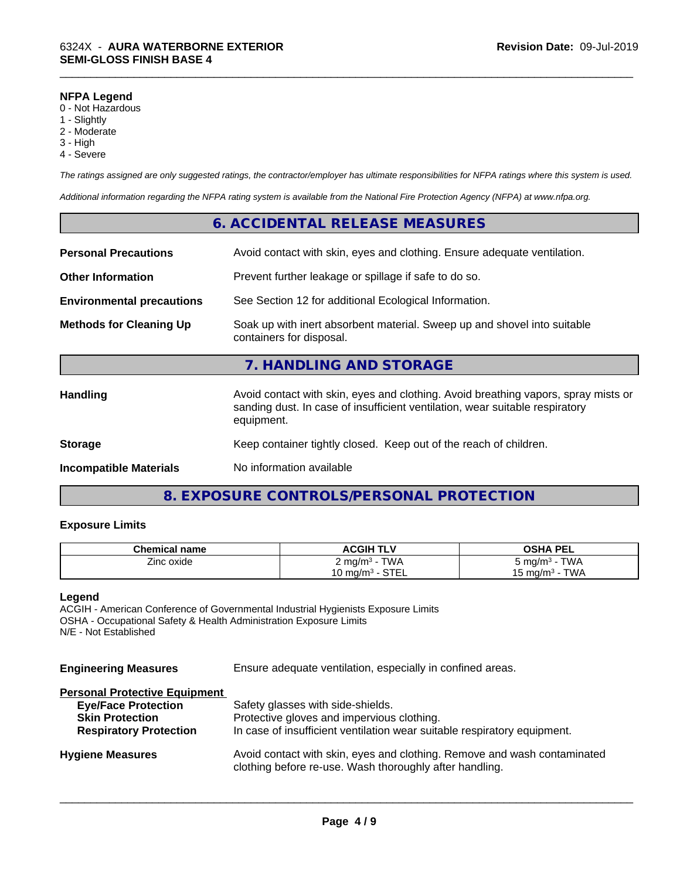**NFPA Legend**
0 - Not Hazardous
1 - Slightly
2 - Moderate
3 - High
4 - Severe

*The ratings assigned are only suggested ratings, the contractor/employer has ultimate responsibilities for NFPA ratings where this system is used.*

*Additional information regarding the NFPA rating system is available from the National Fire Protection Agency (NFPA) at www.nfpa.org.*

## 6. ACCIDENTAL RELEASE MEASURES

**Personal Precautions**: Avoid contact with skin, eyes and clothing. Ensure adequate ventilation.

**Other Information**: Prevent further leakage or spillage if safe to do so.

**Environmental precautions**: See Section 12 for additional Ecological Information.

**Methods for Cleaning Up**: Soak up with inert absorbent material. Sweep up and shovel into suitable containers for disposal.

## 7. HANDLING AND STORAGE

**Handling**: Avoid contact with skin, eyes and clothing. Avoid breathing vapors, spray mists or sanding dust. In case of insufficient ventilation, wear suitable respiratory equipment.

**Storage**: Keep container tightly closed. Keep out of the reach of children.

**Incompatible Materials**: No information available

## 8. EXPOSURE CONTROLS/PERSONAL PROTECTION

### Exposure Limits

| Chemical name | ACGIH TLV | OSHA PEL |
|---|---|---|
| Zinc oxide | 2 mg/m³ - TWA<br>10 mg/m³ - STEL | 5 mg/m³ - TWA<br>15 mg/m³ - TWA |

**Legend**
ACGIH - American Conference of Governmental Industrial Hygienists Exposure Limits
OSHA - Occupational Safety & Health Administration Exposure Limits
N/E - Not Established

**Engineering Measures**: Ensure adequate ventilation, especially in confined areas.

**Personal Protective Equipment**
- **Eye/Face Protection**: Safety glasses with side-shields.
- **Skin Protection**: Protective gloves and impervious clothing.
- **Respiratory Protection**: In case of insufficient ventilation wear suitable respiratory equipment.

**Hygiene Measures**: Avoid contact with skin, eyes and clothing. Remove and wash contaminated clothing before re-use. Wash thoroughly after handling.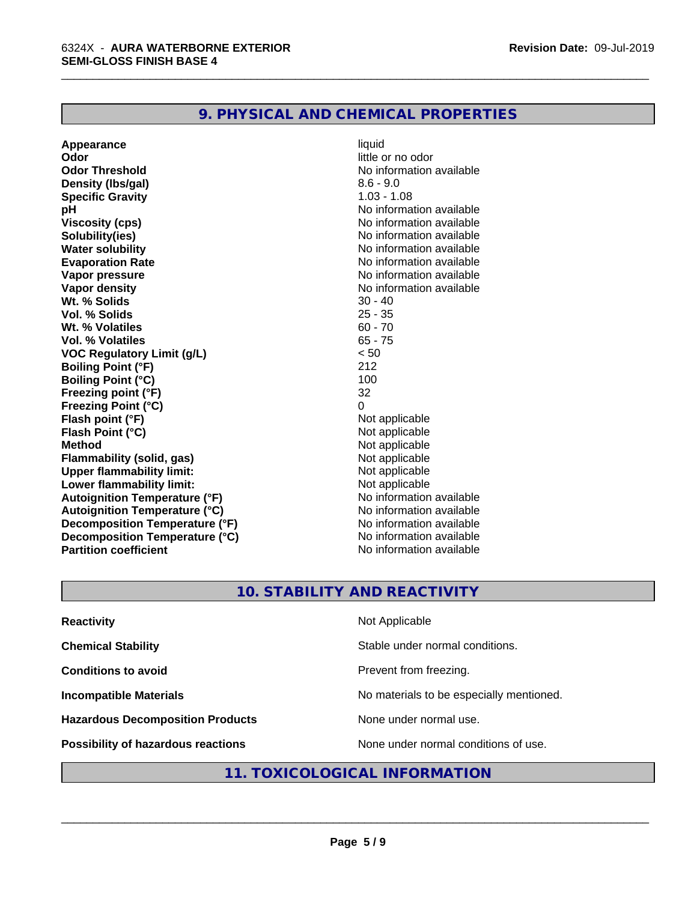## 9. PHYSICAL AND CHEMICAL PROPERTIES

| | |
|---|---|
| **Appearance** | liquid |
| **Odor** | little or no odor |
| **Odor Threshold** | No information available |
| **Density (lbs/gal)** | 8.6 - 9.0 |
| **Specific Gravity** | 1.03 - 1.08 |
| **pH** | No information available |
| **Viscosity (cps)** | No information available |
| **Solubility(ies)** | No information available |
| **Water solubility** | No information available |
| **Evaporation Rate** | No information available |
| **Vapor pressure** | No information available |
| **Vapor density** | No information available |
| **Wt. % Solids** | 30 - 40 |
| **Vol. % Solids** | 25 - 35 |
| **Wt. % Volatiles** | 60 - 70 |
| **Vol. % Volatiles** | 65 - 75 |
| **VOC Regulatory Limit (g/L)** | < 50 |
| **Boiling Point (°F)** | 212 |
| **Boiling Point (°C)** | 100 |
| **Freezing point (°F)** | 32 |
| **Freezing Point (°C)** | 0 |
| **Flash point (°F)** | Not applicable |
| **Flash Point (°C)** | Not applicable |
| **Method** | Not applicable |
| **Flammability (solid, gas)** | Not applicable |
| **Upper flammability limit:** | Not applicable |
| **Lower flammability limit:** | Not applicable |
| **Autoignition Temperature (°F)** | No information available |
| **Autoignition Temperature (°C)** | No information available |
| **Decomposition Temperature (°F)** | No information available |
| **Decomposition Temperature (°C)** | No information available |
| **Partition coefficient** | No information available |

## 10. STABILITY AND REACTIVITY

| | |
|---|---|
| **Reactivity** | Not Applicable |
| **Chemical Stability** | Stable under normal conditions. |
| **Conditions to avoid** | Prevent from freezing. |
| **Incompatible Materials** | No materials to be especially mentioned. |
| **Hazardous Decomposition Products** | None under normal use. |
| **Possibility of hazardous reactions** | None under normal conditions of use. |

## 11. TOXICOLOGICAL INFORMATION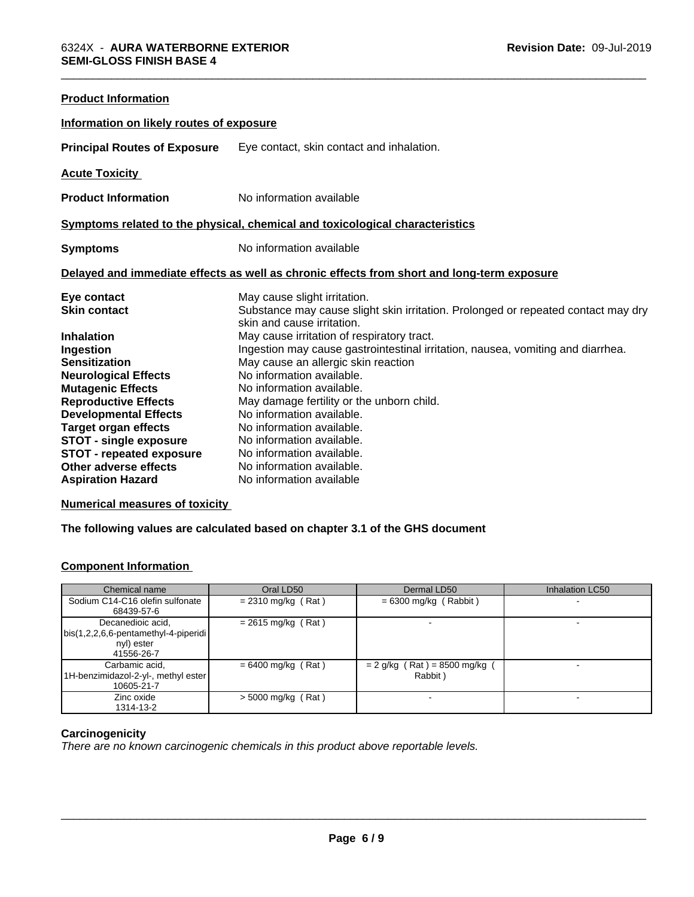**Product Information**

**Information on likely routes of exposure**

**Principal Routes of Exposure** Eye contact, skin contact and inhalation.

**Acute Toxicity**

**Product Information** No information available

**Symptoms related to the physical, chemical and toxicological characteristics**

**Symptoms** No information available

**Delayed and immediate effects as well as chronic effects from short and long-term exposure**

**Eye contact** May cause slight irritation.
**Skin contact** Substance may cause slight skin irritation. Prolonged or repeated contact may dry skin and cause irritation.
**Inhalation** May cause irritation of respiratory tract.
**Ingestion** Ingestion may cause gastrointestinal irritation, nausea, vomiting and diarrhea.
**Sensitization** May cause an allergic skin reaction
**Neurological Effects** No information available.
**Mutagenic Effects** No information available.
**Reproductive Effects** May damage fertility or the unborn child.
**Developmental Effects** No information available.
**Target organ effects** No information available.
**STOT - single exposure** No information available.
**STOT - repeated exposure** No information available.
**Other adverse effects** No information available.
**Aspiration Hazard** No information available

**Numerical measures of toxicity**

**The following values are calculated based on chapter 3.1 of the GHS document**

**Component Information**

| Chemical name | Oral LD50 | Dermal LD50 | Inhalation LC50 |
|---|---|---|---|
| Sodium C14-C16 olefin sulfonate 68439-57-6 | = 2310 mg/kg ( Rat ) | = 6300 mg/kg ( Rabbit ) | - |
| Decanedioic acid, bis(1,2,2,6,6-pentamethyl-4-piperidinyl) ester 41556-26-7 | = 2615 mg/kg ( Rat ) | - | - |
| Carbamic acid, 1H-benzimidazol-2-yl-, methyl ester 10605-21-7 | = 6400 mg/kg ( Rat ) | = 2 g/kg ( Rat ) = 8500 mg/kg ( Rabbit ) | - |
| Zinc oxide 1314-13-2 | > 5000 mg/kg ( Rat ) | - | - |

**Carcinogenicity**

*There are no known carcinogenic chemicals in this product above reportable levels.*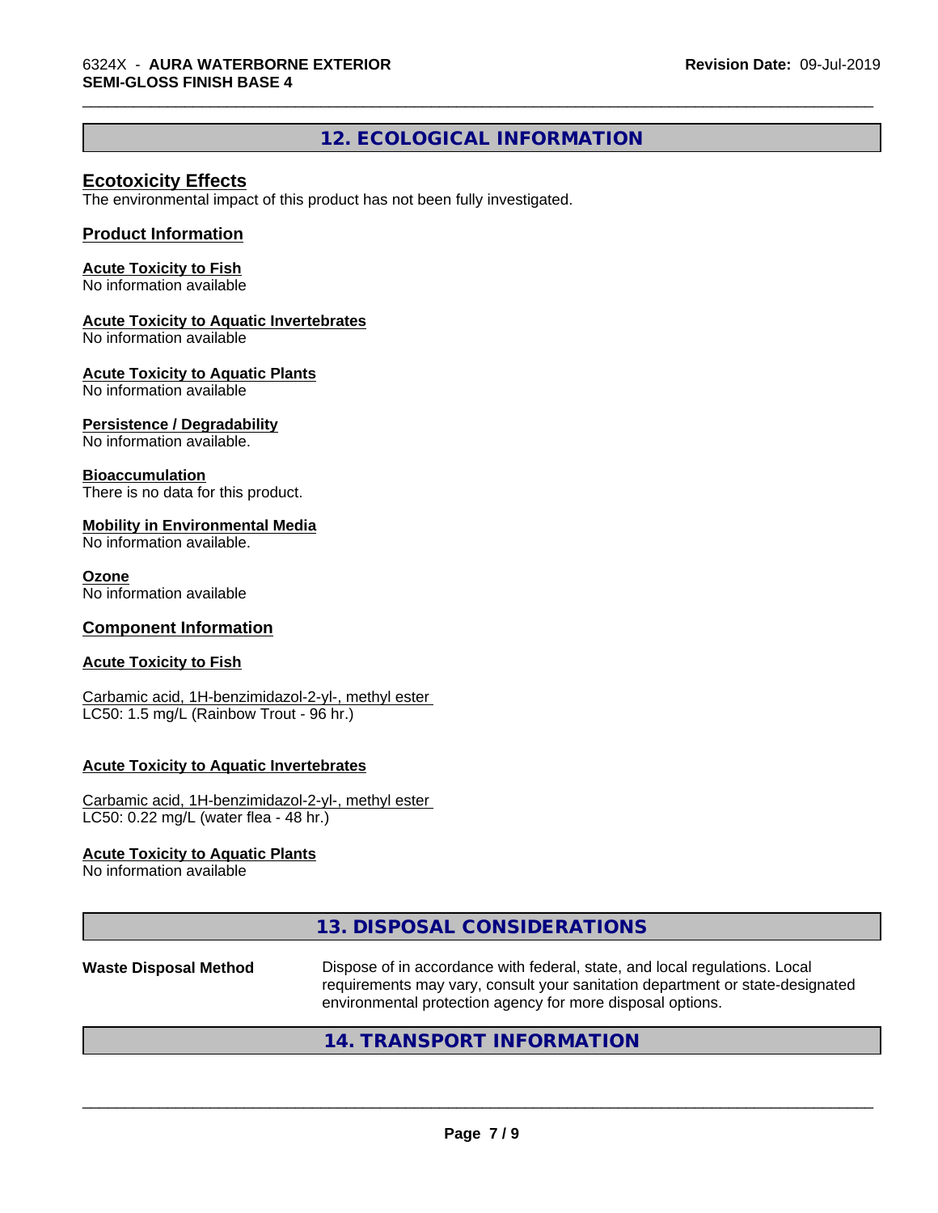## 12. ECOLOGICAL INFORMATION

### Ecotoxicity Effects

The environmental impact of this product has not been fully investigated.

### Product Information

**Acute Toxicity to Fish**
No information available

**Acute Toxicity to Aquatic Invertebrates**
No information available

**Acute Toxicity to Aquatic Plants**
No information available

**Persistence / Degradability**
No information available.

**Bioaccumulation**
There is no data for this product.

**Mobility in Environmental Media**
No information available.

**Ozone**
No information available

### Component Information

**Acute Toxicity to Fish**

Carbamic acid, 1H-benzimidazol-2-yl-, methyl ester
LC50: 1.5 mg/L (Rainbow Trout - 96 hr.)

**Acute Toxicity to Aquatic Invertebrates**

Carbamic acid, 1H-benzimidazol-2-yl-, methyl ester
LC50: 0.22 mg/L (water flea - 48 hr.)

**Acute Toxicity to Aquatic Plants**
No information available

## 13. DISPOSAL CONSIDERATIONS

**Waste Disposal Method** Dispose of in accordance with federal, state, and local regulations. Local requirements may vary, consult your sanitation department or state-designated environmental protection agency for more disposal options.

## 14. TRANSPORT INFORMATION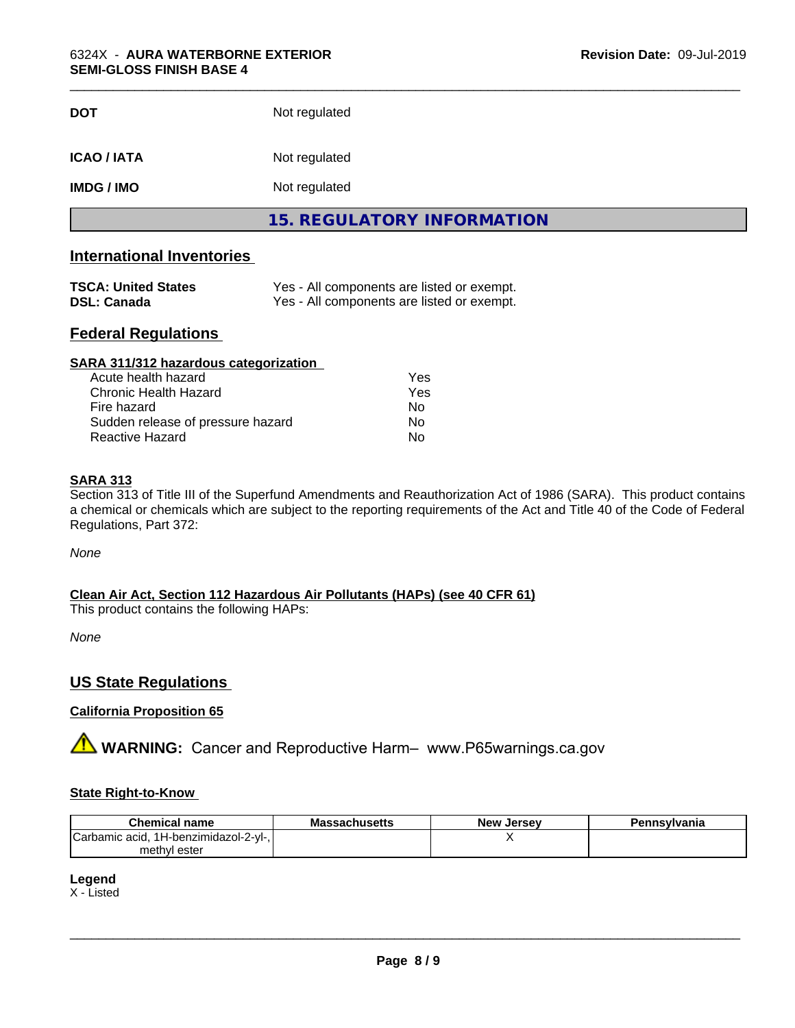| | |
|---|---|
| **DOT** | Not regulated |
| **ICAO / IATA** | Not regulated |
| **IMDG / IMO** | Not regulated |

## 15. REGULATORY INFORMATION

### International Inventories

| | |
|---|---|
| **TSCA: United States** | Yes - All components are listed or exempt. |
| **DSL: Canada** | Yes - All components are listed or exempt. |

### Federal Regulations

#### SARA 311/312 hazardous categorization

| | |
|---|---|
| Acute health hazard | Yes |
| Chronic Health Hazard | Yes |
| Fire hazard | No |
| Sudden release of pressure hazard | No |
| Reactive Hazard | No |

#### SARA 313

Section 313 of Title III of the Superfund Amendments and Reauthorization Act of 1986 (SARA). This product contains a chemical or chemicals which are subject to the reporting requirements of the Act and Title 40 of the Code of Federal Regulations, Part 372:

*None*

#### Clean Air Act, Section 112 Hazardous Air Pollutants (HAPs) (see 40 CFR 61)

This product contains the following HAPs:

*None*

### US State Regulations

#### California Proposition 65

⚠ **WARNING:** Cancer and Reproductive Harm– www.P65warnings.ca.gov

#### State Right-to-Know

| Chemical name | Massachusetts | New Jersey | Pennsylvania |
|---|---|---|---|
| Carbamic acid, 1H-benzimidazol-2-yl-, methyl ester | | X | |

**Legend**

X - Listed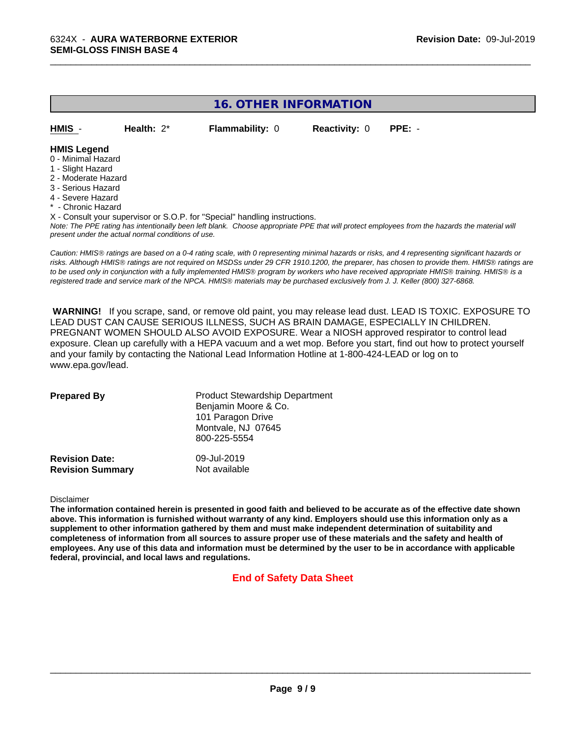## 16. OTHER INFORMATION

| HMIS - | Health: 2* | Flammability: 0 | Reactivity: 0 | PPE: - |
|---|---|---|---|---|

**HMIS Legend**

0 - Minimal Hazard
1 - Slight Hazard
2 - Moderate Hazard
3 - Serious Hazard
4 - Severe Hazard
* - Chronic Hazard
X - Consult your supervisor or S.O.P. for "Special" handling instructions.

*Note: The PPE rating has intentionally been left blank. Choose appropriate PPE that will protect employees from the hazards the material will present under the actual normal conditions of use.*

*Caution: HMIS® ratings are based on a 0-4 rating scale, with 0 representing minimal hazards or risks, and 4 representing significant hazards or risks. Although HMIS® ratings are not required on MSDSs under 29 CFR 1910.1200, the preparer, has chosen to provide them. HMIS® ratings are to be used only in conjunction with a fully implemented HMIS® program by workers who have received appropriate HMIS® training. HMIS® is a registered trade and service mark of the NPCA. HMIS® materials may be purchased exclusively from J. J. Keller (800) 327-6868.*

**WARNING!** If you scrape, sand, or remove old paint, you may release lead dust. LEAD IS TOXIC. EXPOSURE TO LEAD DUST CAN CAUSE SERIOUS ILLNESS, SUCH AS BRAIN DAMAGE, ESPECIALLY IN CHILDREN. PREGNANT WOMEN SHOULD ALSO AVOID EXPOSURE. Wear a NIOSH approved respirator to control lead exposure. Clean up carefully with a HEPA vacuum and a wet mop. Before you start, find out how to protect yourself and your family by contacting the National Lead Information Hotline at 1-800-424-LEAD or log on to www.epa.gov/lead.

| | |
|---|---|
| **Prepared By** | Product Stewardship Department<br>Benjamin Moore & Co.<br>101 Paragon Drive<br>Montvale, NJ 07645<br>800-225-5554 |
| **Revision Date:** | 09-Jul-2019 |
| **Revision Summary** | Not available |

Disclaimer

**The information contained herein is presented in good faith and believed to be accurate as of the effective date shown above. This information is furnished without warranty of any kind. Employers should use this information only as a supplement to other information gathered by them and must make independent determination of suitability and completeness of information from all sources to assure proper use of these materials and the safety and health of employees. Any use of this data and information must be determined by the user to be in accordance with applicable federal, provincial, and local laws and regulations.**

**End of Safety Data Sheet**